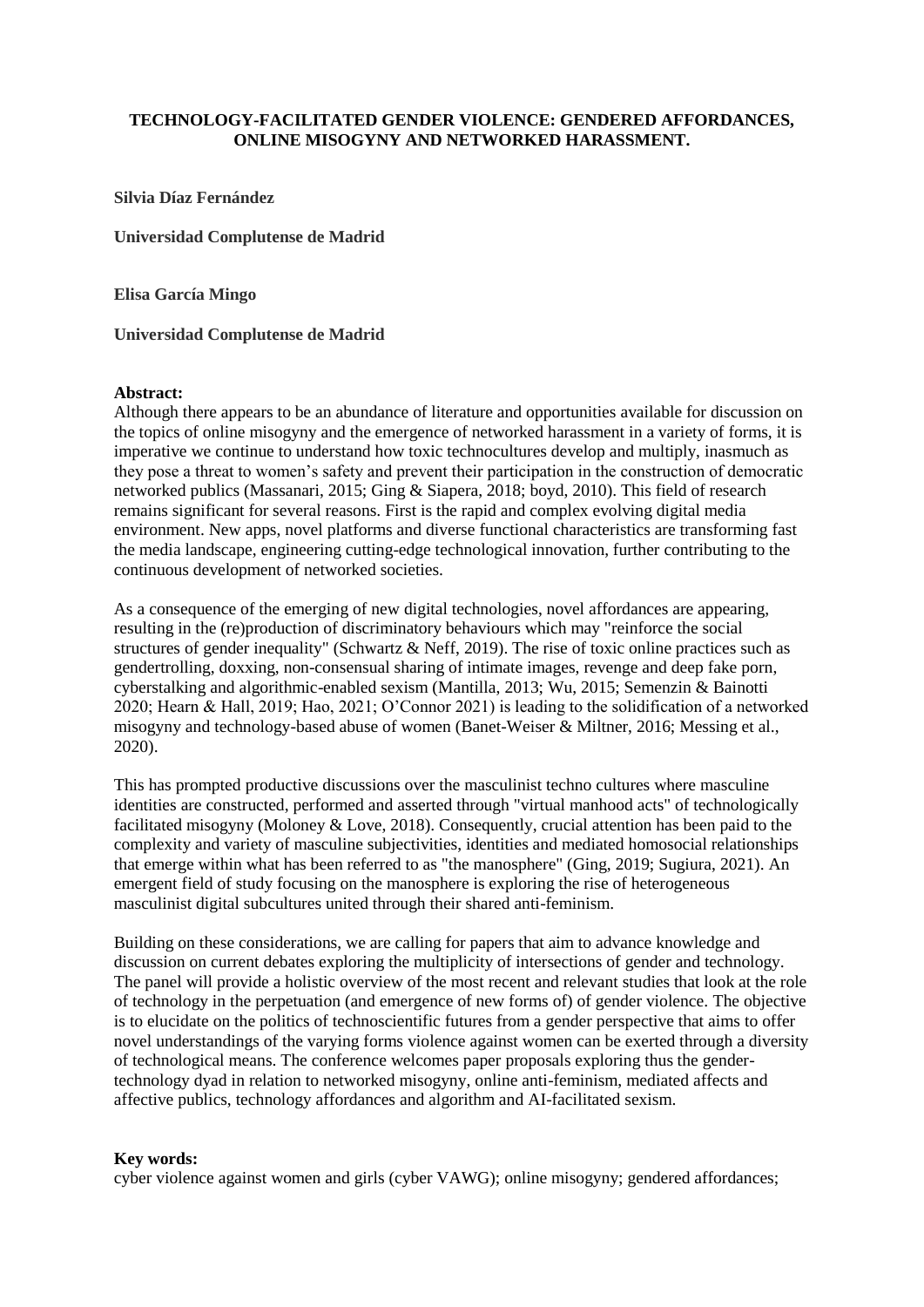**TECHNOLOGY-FACILITATED GENDER VIOLENCE: GENDERED AFFORDANCES, ONLINE MISOGYNY AND NETWORKED HARASSMENT.**

**Silvia Díaz Fernández**

**Universidad Complutense de Madrid**

**Elisa García Mingo**

**Universidad Complutense de Madrid**

**Abstract:**

Although there appears to be an abundance of literature and opportunities available for discussion on the topics of online misogyny and the emergence of networked harassment in a variety of forms, it is imperative we continue to understand how toxic technocultures develop and multiply, inasmuch as they pose a threat to women's safety and prevent their participation in the construction of democratic networked publics (Massanari, 2015; Ging & Siapera, 2018; boyd, 2010). This field of research remains significant for several reasons. First is the rapid and complex evolving digital media environment. New apps, novel platforms and diverse functional characteristics are transforming fast the media landscape, engineering cutting-edge technological innovation, further contributing to the continuous development of networked societies.

As a consequence of the emerging of new digital technologies, novel affordances are appearing, resulting in the (re)production of discriminatory behaviours which may "reinforce the social structures of gender inequality" (Schwartz & Neff, 2019). The rise of toxic online practices such as gendertrolling, doxxing, non-consensual sharing of intimate images, revenge and deep fake porn, cyberstalking and algorithmic-enabled sexism (Mantilla, 2013; Wu, 2015; Semenzin & Bainotti 2020; Hearn & Hall, 2019; Hao, 2021; O'Connor 2021) is leading to the solidification of a networked misogyny and technology-based abuse of women (Banet-Weiser & Miltner, 2016; Messing et al., 2020).

This has prompted productive discussions over the masculinist techno cultures where masculine identities are constructed, performed and asserted through "virtual manhood acts" of technologically facilitated misogyny (Moloney & Love, 2018). Consequently, crucial attention has been paid to the complexity and variety of masculine subjectivities, identities and mediated homosocial relationships that emerge within what has been referred to as "the manosphere" (Ging, 2019; Sugiura, 2021). An emergent field of study focusing on the manosphere is exploring the rise of heterogeneous masculinist digital subcultures united through their shared anti-feminism.

Building on these considerations, we are calling for papers that aim to advance knowledge and discussion on current debates exploring the multiplicity of intersections of gender and technology. The panel will provide a holistic overview of the most recent and relevant studies that look at the role of technology in the perpetuation (and emergence of new forms of) of gender violence. The objective is to elucidate on the politics of technoscientific futures from a gender perspective that aims to offer novel understandings of the varying forms violence against women can be exerted through a diversity of technological means. The conference welcomes paper proposals exploring thus the gender-technology dyad in relation to networked misogyny, online anti-feminism, mediated affects and affective publics, technology affordances and algorithm and AI-facilitated sexism.

**Key words:**

cyber violence against women and girls (cyber VAWG); online misogyny; gendered affordances;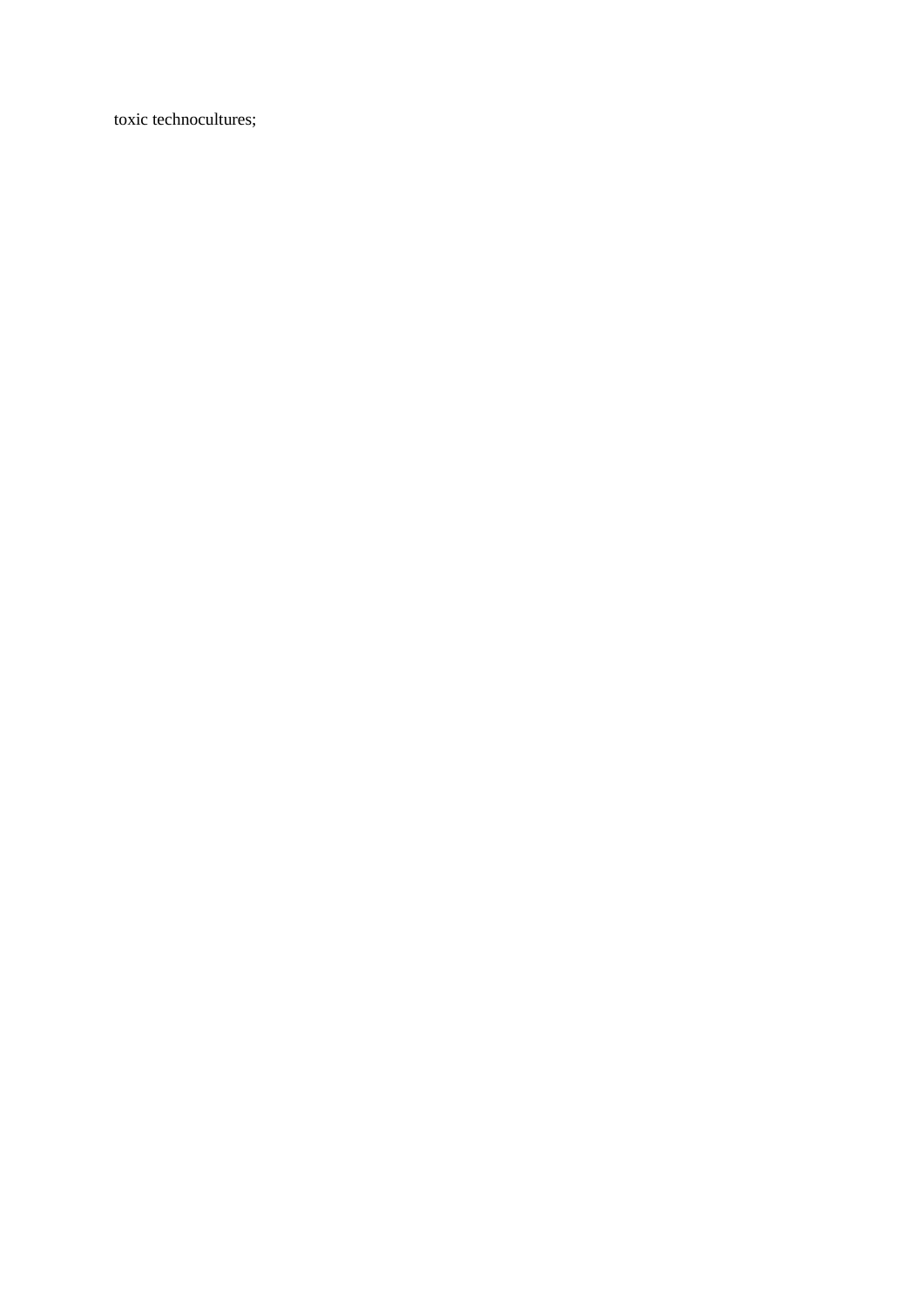toxic technocultures;